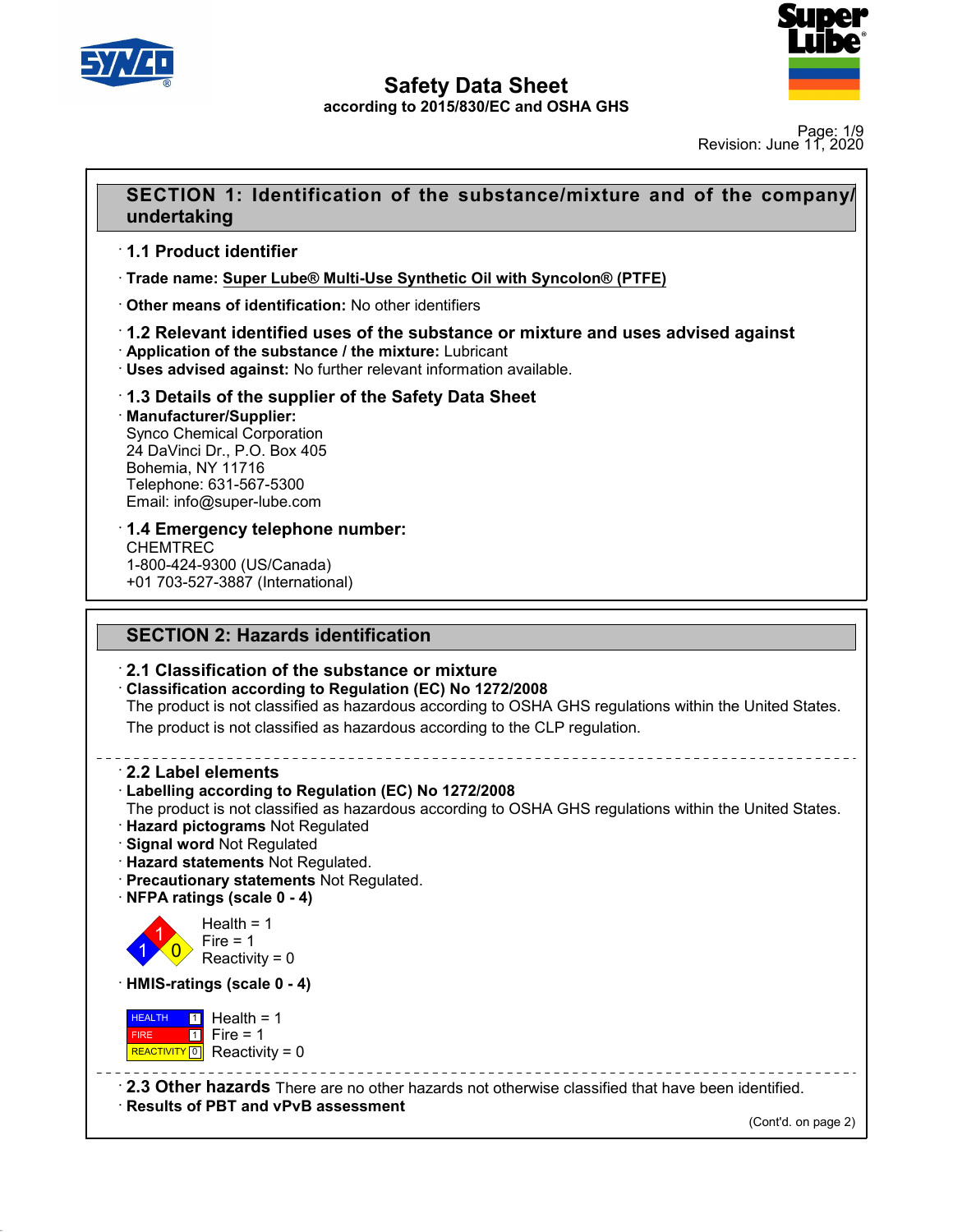# Safety Data Sheet
according to 2015/830/EC and OSHA GHS

Revision: June 11, 2020

## SECTION 1: Identification of the substance/mixture and of the company/undertaking

### · 1.1 Product identifier

· **Trade name:** **Super Lube® Multi-Use Synthetic Oil with Syncolon® (PTFE)**

· **Other means of identification:** No other identifiers

### · 1.2 Relevant identified uses of the substance or mixture and uses advised against

· **Application of the substance / the mixture:** Lubricant
· **Uses advised against:** No further relevant information available.

### · 1.3 Details of the supplier of the Safety Data Sheet

· **Manufacturer/Supplier:**
Synco Chemical Corporation
24 DaVinci Dr., P.O. Box 405
Bohemia, NY 11716
Telephone: 631-567-5300
Email: info@super-lube.com

### · 1.4 Emergency telephone number:

CHEMTREC
1-800-424-9300 (US/Canada)
+01 703-527-3887 (International)

## SECTION 2: Hazards identification

### · 2.1 Classification of the substance or mixture

· **Classification according to Regulation (EC) No 1272/2008**
The product is not classified as hazardous according to OSHA GHS regulations within the United States.
The product is not classified as hazardous according to the CLP regulation.

### · 2.2 Label elements

· **Labelling according to Regulation (EC) No 1272/2008**
The product is not classified as hazardous according to OSHA GHS regulations within the United States.
· **Hazard pictograms** Not Regulated
· **Signal word** Not Regulated
· **Hazard statements** Not Regulated.
· **Precautionary statements** Not Regulated.
· **NFPA ratings (scale 0 - 4)**

Health = 1
Fire = 1
Reactivity = 0

· **HMIS-ratings (scale 0 - 4)**

| | | |
|---|---|---|
| HEALTH | 1 | Health = 1 |
| FIRE | 1 | Fire = 1 |
| REACTIVITY | 0 | Reactivity = 0 |

### · 2.3 Other hazards

There are no other hazards not otherwise classified that have been identified.

· **Results of PBT and vPvB assessment**

(Cont'd. on page 2)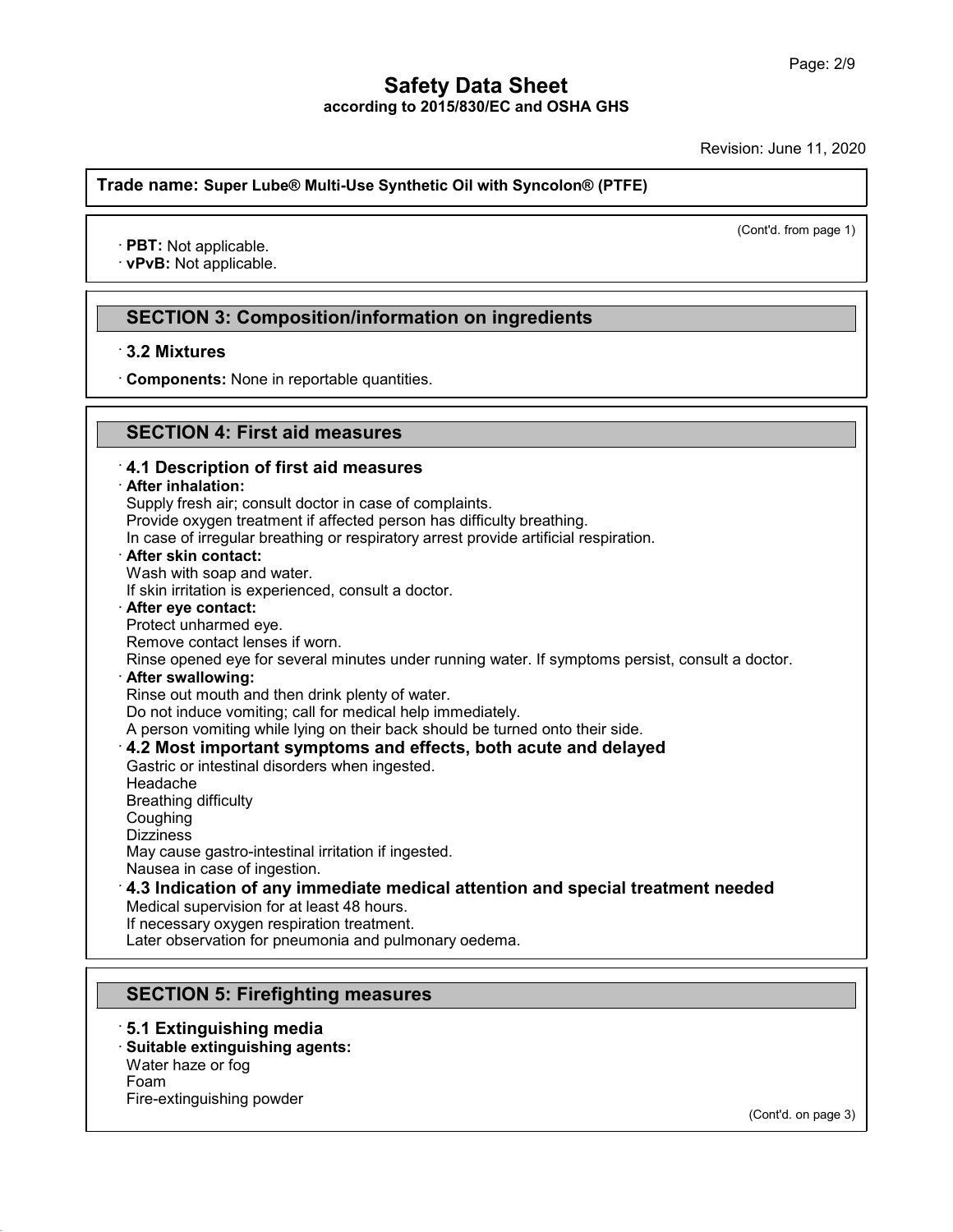(Cont'd. from page 1)

· **PBT:** Not applicable.
· **vPvB:** Not applicable.

## SECTION 3: Composition/information on ingredients

· **3.2 Mixtures**

· **Components:** None in reportable quantities.

## SECTION 4: First aid measures

### · 4.1 Description of first aid measures

· **After inhalation:**
Supply fresh air; consult doctor in case of complaints.
Provide oxygen treatment if affected person has difficulty breathing.
In case of irregular breathing or respiratory arrest provide artificial respiration.

· **After skin contact:**
Wash with soap and water.
If skin irritation is experienced, consult a doctor.

· **After eye contact:**
Protect unharmed eye.
Remove contact lenses if worn.
Rinse opened eye for several minutes under running water. If symptoms persist, consult a doctor.

· **After swallowing:**
Rinse out mouth and then drink plenty of water.
Do not induce vomiting; call for medical help immediately.
A person vomiting while lying on their back should be turned onto their side.

### · 4.2 Most important symptoms and effects, both acute and delayed

Gastric or intestinal disorders when ingested.
Headache
Breathing difficulty
Coughing
Dizziness
May cause gastro-intestinal irritation if ingested.
Nausea in case of ingestion.

### · 4.3 Indication of any immediate medical attention and special treatment needed

Medical supervision for at least 48 hours.
If necessary oxygen respiration treatment.
Later observation for pneumonia and pulmonary oedema.

## SECTION 5: Firefighting measures

### · 5.1 Extinguishing media

· **Suitable extinguishing agents:**
Water haze or fog
Foam
Fire-extinguishing powder

(Cont'd. on page 3)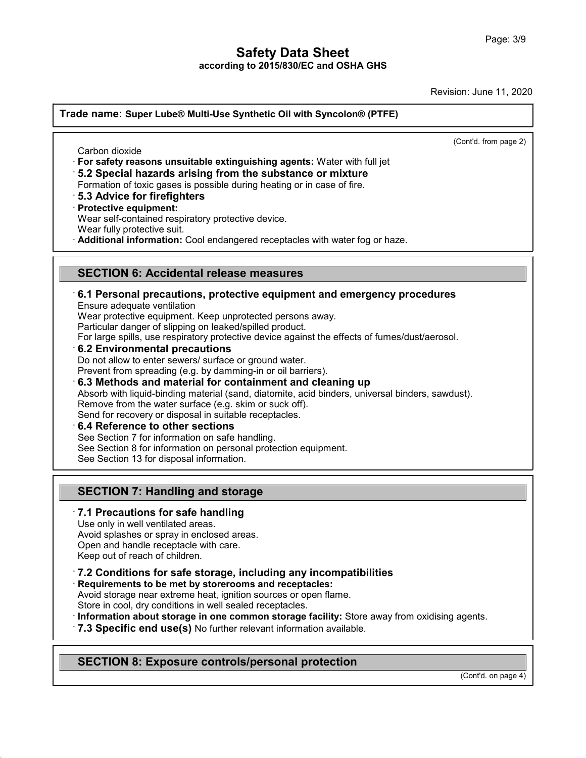**Trade name: Super Lube® Multi-Use Synthetic Oil with Syncolon® (PTFE)**

(Cont'd. from page 2)

Carbon dioxide

· **For safety reasons unsuitable extinguishing agents:** Water with full jet

· **5.2 Special hazards arising from the substance or mixture**
Formation of toxic gases is possible during heating or in case of fire.

· **5.3 Advice for firefighters**

· **Protective equipment:**
Wear self-contained respiratory protective device.
Wear fully protective suit.

· **Additional information:** Cool endangered receptacles with water fog or haze.

## SECTION 6: Accidental release measures

· **6.1 Personal precautions, protective equipment and emergency procedures**
Ensure adequate ventilation
Wear protective equipment. Keep unprotected persons away.
Particular danger of slipping on leaked/spilled product.
For large spills, use respiratory protective device against the effects of fumes/dust/aerosol.

· **6.2 Environmental precautions**
Do not allow to enter sewers/ surface or ground water.
Prevent from spreading (e.g. by damming-in or oil barriers).

· **6.3 Methods and material for containment and cleaning up**
Absorb with liquid-binding material (sand, diatomite, acid binders, universal binders, sawdust).
Remove from the water surface (e.g. skim or suck off).
Send for recovery or disposal in suitable receptacles.

· **6.4 Reference to other sections**
See Section 7 for information on safe handling.
See Section 8 for information on personal protection equipment.
See Section 13 for disposal information.

## SECTION 7: Handling and storage

· **7.1 Precautions for safe handling**
Use only in well ventilated areas.
Avoid splashes or spray in enclosed areas.
Open and handle receptacle with care.
Keep out of reach of children.

· **7.2 Conditions for safe storage, including any incompatibilities**

· **Requirements to be met by storerooms and receptacles:**
Avoid storage near extreme heat, ignition sources or open flame.
Store in cool, dry conditions in well sealed receptacles.

· **Information about storage in one common storage facility:** Store away from oxidising agents.

· **7.3 Specific end use(s)** No further relevant information available.

## SECTION 8: Exposure controls/personal protection

(Cont'd. on page 4)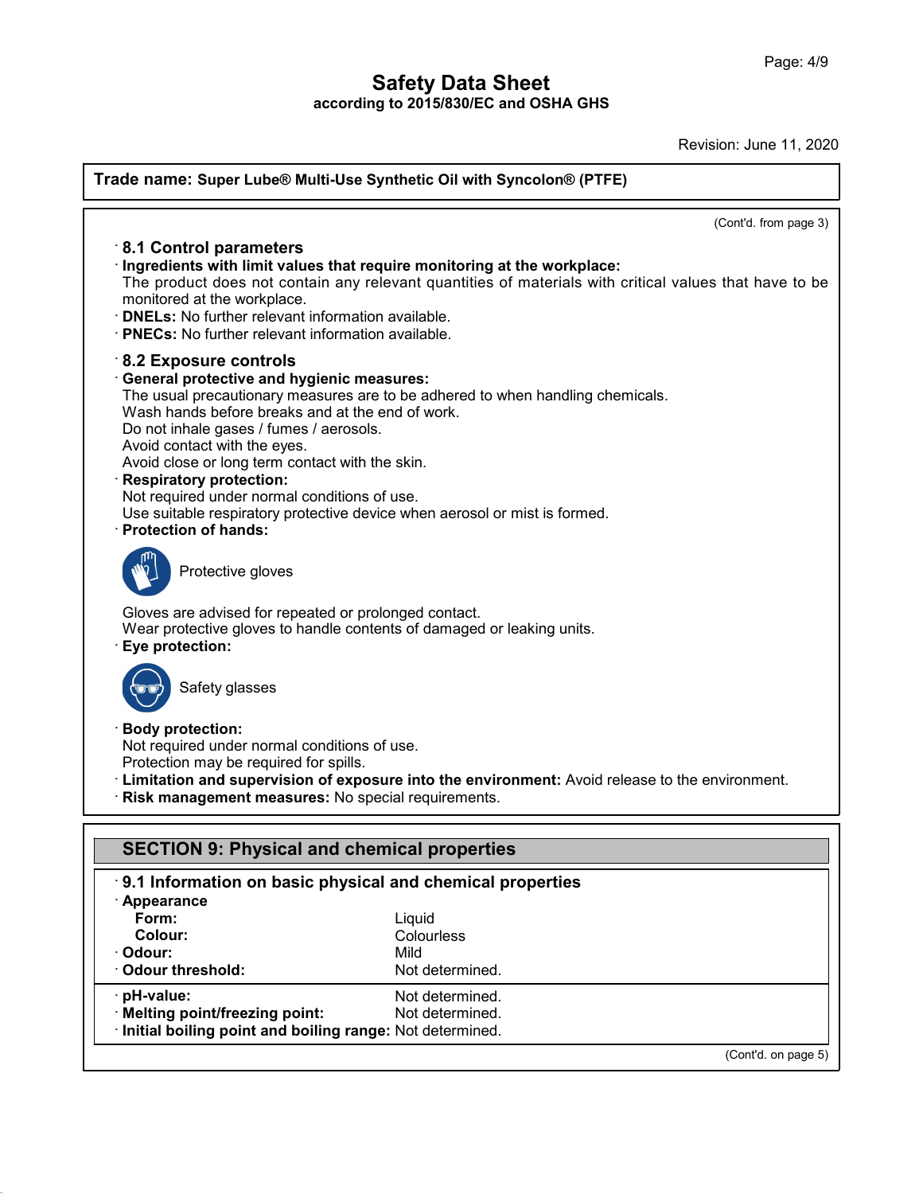# Safety Data Sheet
according to 2015/830/EC and OSHA GHS

Revision: June 11, 2020

**Trade name: Super Lube® Multi-Use Synthetic Oil with Syncolon® (PTFE)**

(Cont'd. from page 3)

### · 8.1 Control parameters

· **Ingredients with limit values that require monitoring at the workplace:**
The product does not contain any relevant quantities of materials with critical values that have to be monitored at the workplace.

· **DNELs:** No further relevant information available.

· **PNECs:** No further relevant information available.

### · 8.2 Exposure controls

· **General protective and hygienic measures:**
The usual precautionary measures are to be adhered to when handling chemicals.
Wash hands before breaks and at the end of work.
Do not inhale gases / fumes / aerosols.
Avoid contact with the eyes.
Avoid close or long term contact with the skin.

· **Respiratory protection:**
Not required under normal conditions of use.
Use suitable respiratory protective device when aerosol or mist is formed.

· **Protection of hands:**

Protective gloves

Gloves are advised for repeated or prolonged contact.
Wear protective gloves to handle contents of damaged or leaking units.

· **Eye protection:**

Safety glasses

· **Body protection:**
Not required under normal conditions of use.
Protection may be required for spills.

· **Limitation and supervision of exposure into the environment:** Avoid release to the environment.

· **Risk management measures:** No special requirements.

## SECTION 9: Physical and chemical properties

### · 9.1 Information on basic physical and chemical properties

| Property | Value |
|---|---|
| · **Appearance** | |
| **Form:** | Liquid |
| **Colour:** | Colourless |
| · **Odour:** | Mild |
| · **Odour threshold:** | Not determined. |
| · **pH-value:** | Not determined. |
| · **Melting point/freezing point:** | Not determined. |
| · **Initial boiling point and boiling range:** | Not determined. |

(Cont'd. on page 5)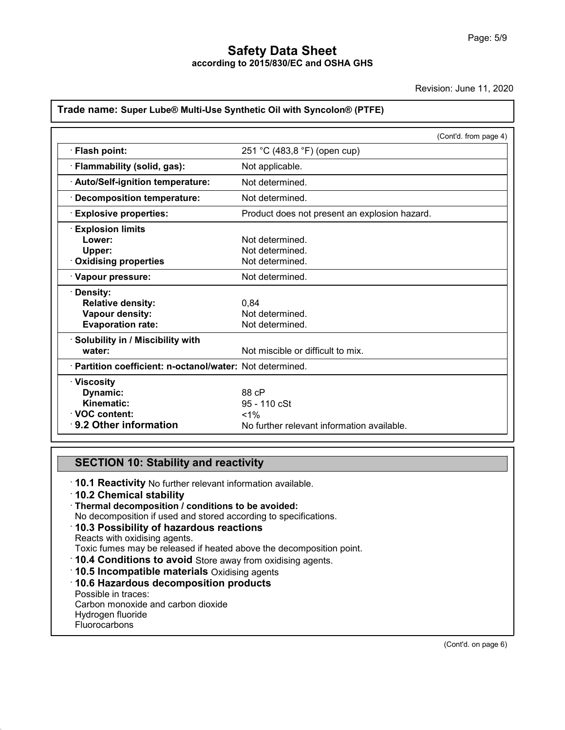**Trade name: Super Lube® Multi-Use Synthetic Oil with Syncolon® (PTFE)**

(Cont'd. from page 4)

| Property | Value |
|---|---|
| · **Flash point:** | 251 °C (483,8 °F) (open cup) |
| · **Flammability (solid, gas):** | Not applicable. |
| · **Auto/Self-ignition temperature:** | Not determined. |
| · **Decomposition temperature:** | Not determined. |
| · **Explosive properties:** | Product does not present an explosion hazard. |
| · **Explosion limits** | |
| **Lower:** | Not determined. |
| **Upper:** | Not determined. |
| · **Oxidising properties** | Not determined. |
| · **Vapour pressure:** | Not determined. |
| · **Density:** | |
| **Relative density:** | 0,84 |
| **Vapour density:** | Not determined. |
| **Evaporation rate:** | Not determined. |
| · **Solubility in / Miscibility with water:** | Not miscible or difficult to mix. |
| · **Partition coefficient: n-octanol/water:** | Not determined. |
| · **Viscosity** | |
| **Dynamic:** | 88 cP |
| **Kinematic:** | 95 - 110 cSt |
| · **VOC content:** | <1% |
| · **9.2 Other information** | No further relevant information available. |

## SECTION 10: Stability and reactivity

· **10.1 Reactivity** No further relevant information available.

· **10.2 Chemical stability**

· **Thermal decomposition / conditions to be avoided:**
No decomposition if used and stored according to specifications.

· **10.3 Possibility of hazardous reactions**
Reacts with oxidising agents.
Toxic fumes may be released if heated above the decomposition point.

· **10.4 Conditions to avoid** Store away from oxidising agents.

· **10.5 Incompatible materials** Oxidising agents

· **10.6 Hazardous decomposition products**
Possible in traces:
Carbon monoxide and carbon dioxide
Hydrogen fluoride
Fluorocarbons

(Cont'd. on page 6)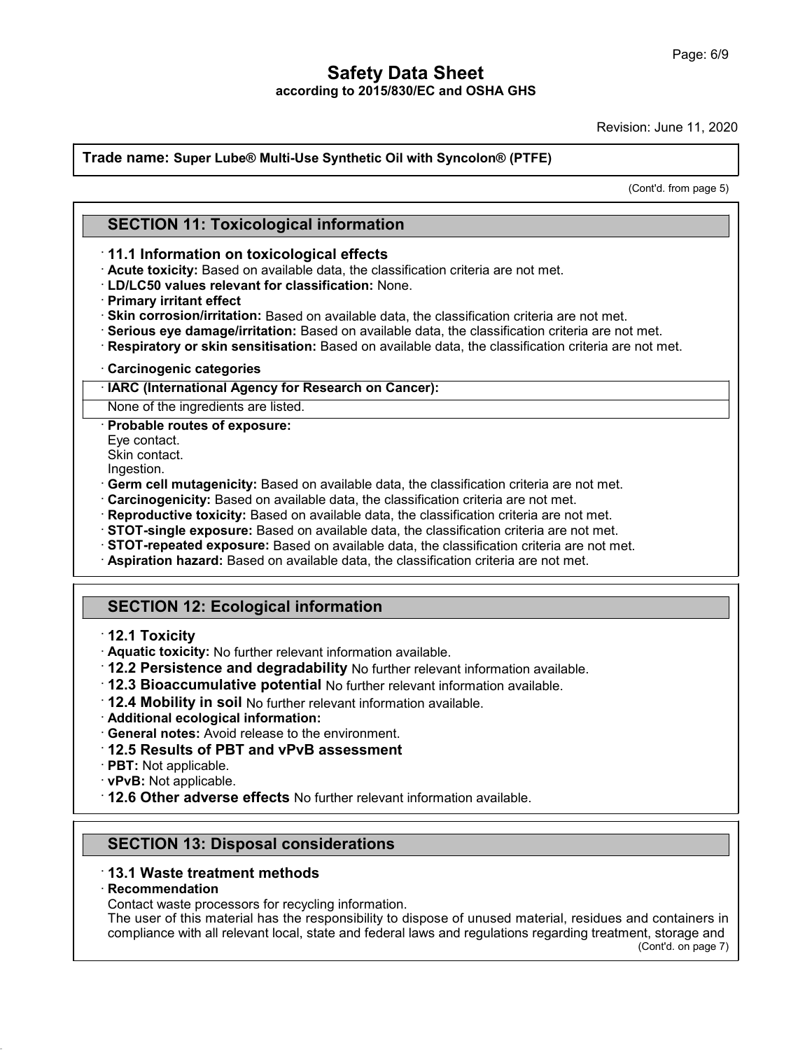**Trade name: Super Lube® Multi-Use Synthetic Oil with Syncolon® (PTFE)**

(Cont'd. from page 5)

## SECTION 11: Toxicological information

### · 11.1 Information on toxicological effects

· **Acute toxicity:** Based on available data, the classification criteria are not met.
· **LD/LC50 values relevant for classification:** None.
· **Primary irritant effect**
· **Skin corrosion/irritation:** Based on available data, the classification criteria are not met.
· **Serious eye damage/irritation:** Based on available data, the classification criteria are not met.
· **Respiratory or skin sensitisation:** Based on available data, the classification criteria are not met.

· **Carcinogenic categories**

| · IARC (International Agency for Research on Cancer): |
|---|
| None of the ingredients are listed. |

· **Probable routes of exposure:**
Eye contact.
Skin contact.
Ingestion.
· **Germ cell mutagenicity:** Based on available data, the classification criteria are not met.
· **Carcinogenicity:** Based on available data, the classification criteria are not met.
· **Reproductive toxicity:** Based on available data, the classification criteria are not met.
· **STOT-single exposure:** Based on available data, the classification criteria are not met.
· **STOT-repeated exposure:** Based on available data, the classification criteria are not met.
· **Aspiration hazard:** Based on available data, the classification criteria are not met.

## SECTION 12: Ecological information

### · 12.1 Toxicity

· **Aquatic toxicity:** No further relevant information available.
· **12.2 Persistence and degradability** No further relevant information available.
· **12.3 Bioaccumulative potential** No further relevant information available.
· **12.4 Mobility in soil** No further relevant information available.
· **Additional ecological information:**
· **General notes:** Avoid release to the environment.
· **12.5 Results of PBT and vPvB assessment**
· **PBT:** Not applicable.
· **vPvB:** Not applicable.
· **12.6 Other adverse effects** No further relevant information available.

## SECTION 13: Disposal considerations

### · 13.1 Waste treatment methods

· **Recommendation**
Contact waste processors for recycling information.
The user of this material has the responsibility to dispose of unused material, residues and containers in compliance with all relevant local, state and federal laws and regulations regarding treatment, storage and

(Cont'd. on page 7)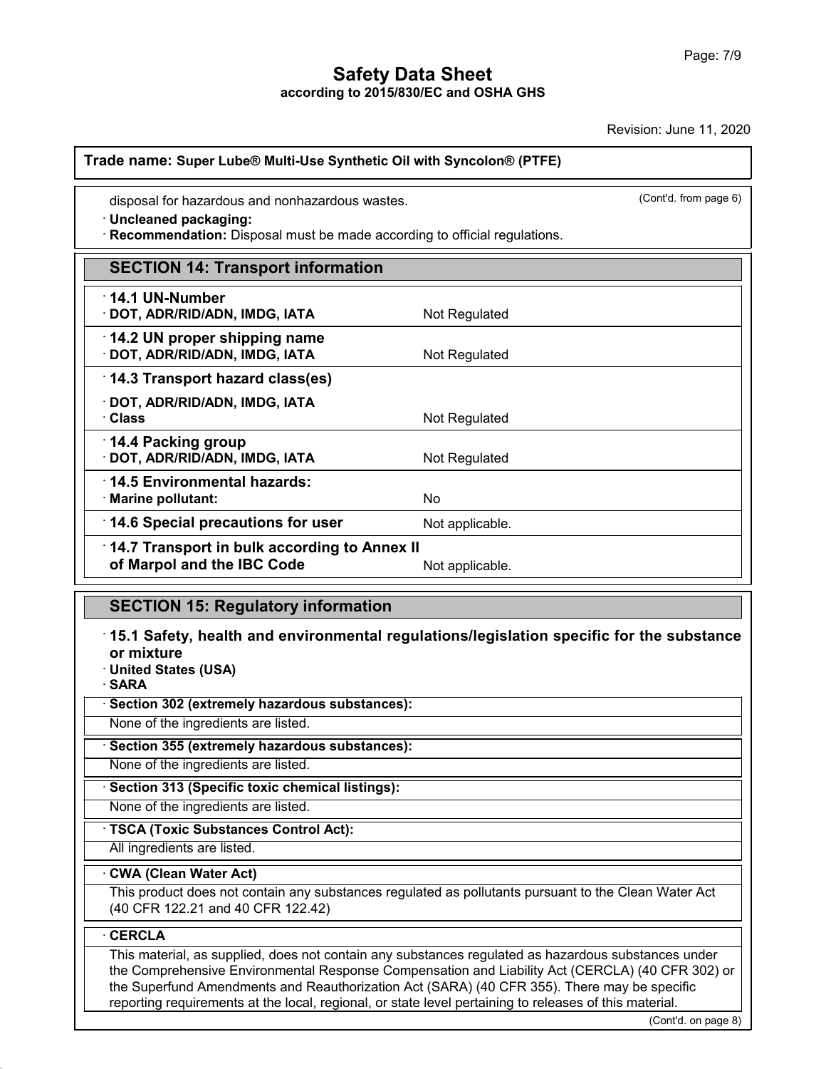**Trade name: Super Lube® Multi-Use Synthetic Oil with Syncolon® (PTFE)**

(Cont'd. from page 6)

disposal for hazardous and nonhazardous wastes.

· **Uncleaned packaging:**
· **Recommendation:** Disposal must be made according to official regulations.

## SECTION 14: Transport information

| | |
|---|---|
| · **14.1 UN-Number** · **DOT, ADR/RID/ADN, IMDG, IATA** | Not Regulated |
| · **14.2 UN proper shipping name** · **DOT, ADR/RID/ADN, IMDG, IATA** | Not Regulated |
| · **14.3 Transport hazard class(es)** · **DOT, ADR/RID/ADN, IMDG, IATA** · **Class** | Not Regulated |
| · **14.4 Packing group** · **DOT, ADR/RID/ADN, IMDG, IATA** | Not Regulated |
| · **14.5 Environmental hazards:** · **Marine pollutant:** | No |
| · **14.6 Special precautions for user** | Not applicable. |
| · **14.7 Transport in bulk according to Annex II of Marpol and the IBC Code** | Not applicable. |

## SECTION 15: Regulatory information

· **15.1 Safety, health and environmental regulations/legislation specific for the substance or mixture**
· **United States (USA)**
· **SARA**

· **Section 302 (extremely hazardous substances):**

None of the ingredients are listed.

· **Section 355 (extremely hazardous substances):**

None of the ingredients are listed.

· **Section 313 (Specific toxic chemical listings):**

None of the ingredients are listed.

· **TSCA (Toxic Substances Control Act):**

All ingredients are listed.

· **CWA (Clean Water Act)**

This product does not contain any substances regulated as pollutants pursuant to the Clean Water Act (40 CFR 122.21 and 40 CFR 122.42)

· **CERCLA**

This material, as supplied, does not contain any substances regulated as hazardous substances under the Comprehensive Environmental Response Compensation and Liability Act (CERCLA) (40 CFR 302) or the Superfund Amendments and Reauthorization Act (SARA) (40 CFR 355). There may be specific reporting requirements at the local, regional, or state level pertaining to releases of this material.

(Cont'd. on page 8)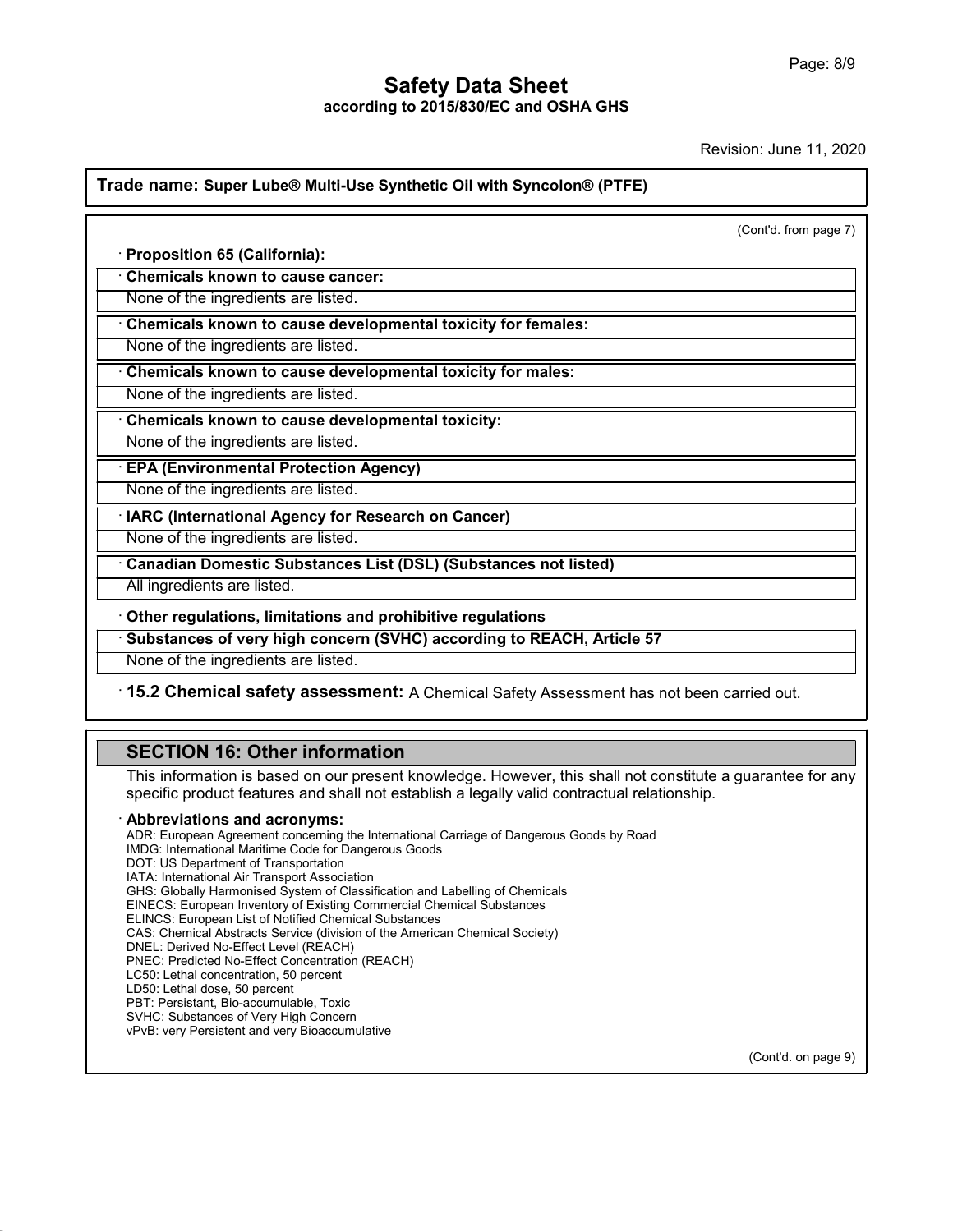**Trade name: Super Lube® Multi-Use Synthetic Oil with Syncolon® (PTFE)**

(Cont'd. from page 7)

· **Proposition 65 (California):**

· **Chemicals known to cause cancer:**

None of the ingredients are listed.

· **Chemicals known to cause developmental toxicity for females:**

None of the ingredients are listed.

· **Chemicals known to cause developmental toxicity for males:**

None of the ingredients are listed.

· **Chemicals known to cause developmental toxicity:**

None of the ingredients are listed.

· **EPA (Environmental Protection Agency)**

None of the ingredients are listed.

· **IARC (International Agency for Research on Cancer)**

None of the ingredients are listed.

· **Canadian Domestic Substances List (DSL) (Substances not listed)**

All ingredients are listed.

· **Other regulations, limitations and prohibitive regulations**

· **Substances of very high concern (SVHC) according to REACH, Article 57**

None of the ingredients are listed.

· **15.2 Chemical safety assessment:** A Chemical Safety Assessment has not been carried out.

## SECTION 16: Other information

This information is based on our present knowledge. However, this shall not constitute a guarantee for any specific product features and shall not establish a legally valid contractual relationship.

· **Abbreviations and acronyms:**

ADR: European Agreement concerning the International Carriage of Dangerous Goods by Road
IMDG: International Maritime Code for Dangerous Goods
DOT: US Department of Transportation
IATA: International Air Transport Association
GHS: Globally Harmonised System of Classification and Labelling of Chemicals
EINECS: European Inventory of Existing Commercial Chemical Substances
ELINCS: European List of Notified Chemical Substances
CAS: Chemical Abstracts Service (division of the American Chemical Society)
DNEL: Derived No-Effect Level (REACH)
PNEC: Predicted No-Effect Concentration (REACH)
LC50: Lethal concentration, 50 percent
LD50: Lethal dose, 50 percent
PBT: Persistant, Bio-accumulable, Toxic
SVHC: Substances of Very High Concern
vPvB: very Persistent and very Bioaccumulative

(Cont'd. on page 9)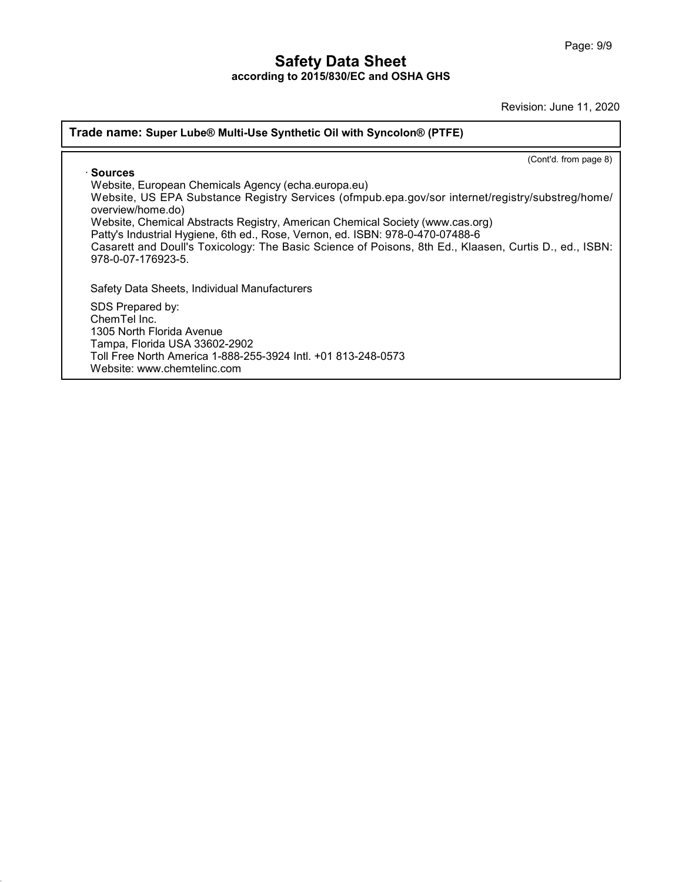**Trade name: Super Lube® Multi-Use Synthetic Oil with Syncolon® (PTFE)**

(Cont'd. from page 8)

· **Sources**

Website, European Chemicals Agency (echa.europa.eu)
Website, US EPA Substance Registry Services (ofmpub.epa.gov/sor internet/registry/substreg/home/overview/home.do)
Website, Chemical Abstracts Registry, American Chemical Society (www.cas.org)
Patty's Industrial Hygiene, 6th ed., Rose, Vernon, ed. ISBN: 978-0-470-07488-6
Casarett and Doull's Toxicology: The Basic Science of Poisons, 8th Ed., Klaasen, Curtis D., ed., ISBN: 978-0-07-176923-5.

Safety Data Sheets, Individual Manufacturers

SDS Prepared by:
ChemTel Inc.
1305 North Florida Avenue
Tampa, Florida USA 33602-2902
Toll Free North America 1-888-255-3924 Intl. +01 813-248-0573
Website: www.chemtelinc.com